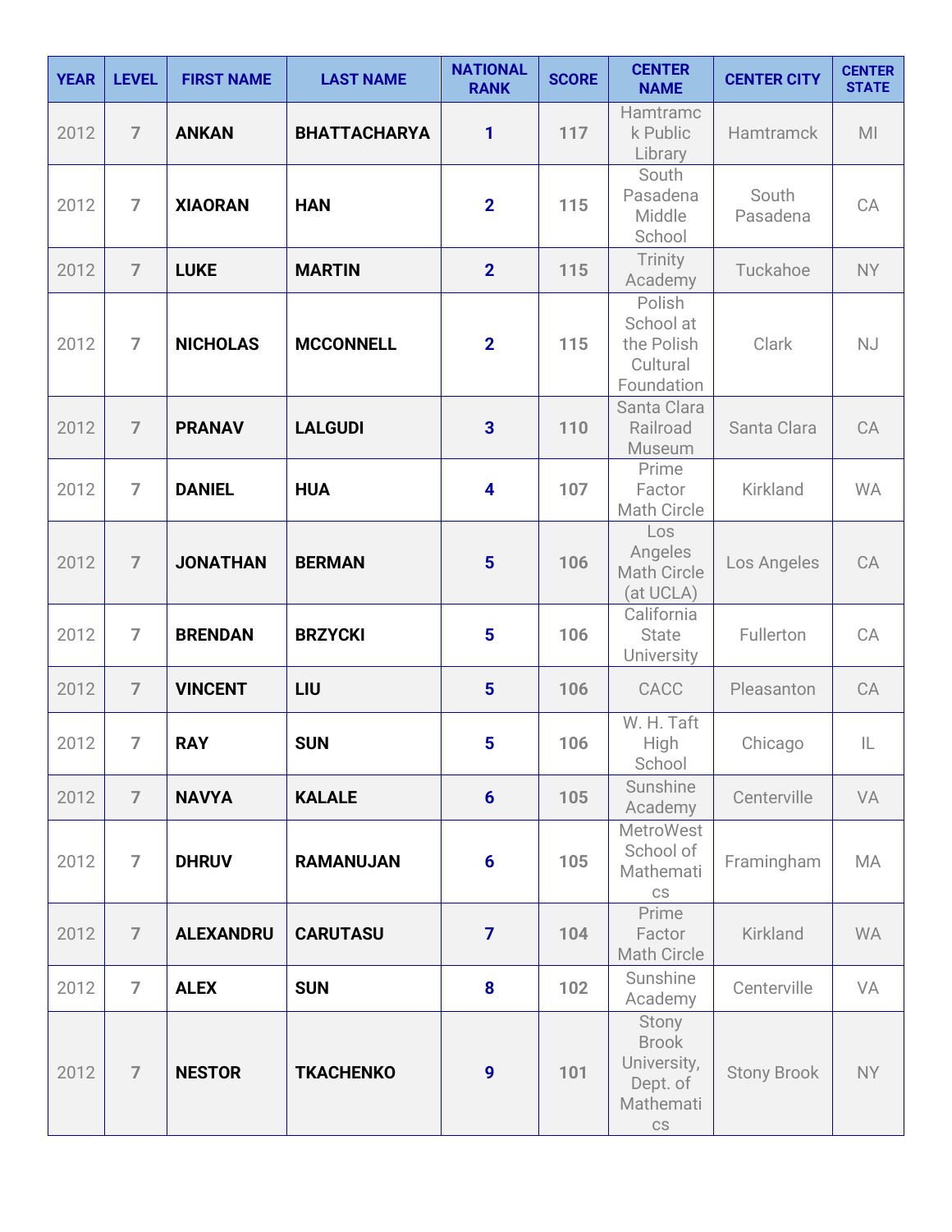| YEAR | LEVEL | FIRST NAME | LAST NAME | NATIONAL RANK | SCORE | CENTER NAME | CENTER CITY | CENTER STATE |
|---|---|---|---|---|---|---|---|---|
| 2012 | 7 | **ANKAN** | **BHATTACHARYA** | **1** | **117** | Hamtramck Public Library | Hamtramck | MI |
| 2012 | 7 | **XIAORAN** | **HAN** | **2** | **115** | South Pasadena Middle School | South Pasadena | CA |
| 2012 | 7 | **LUKE** | **MARTIN** | **2** | **115** | Trinity Academy | Tuckahoe | NY |
| 2012 | 7 | **NICHOLAS** | **MCCONNELL** | **2** | **115** | Polish School at the Polish Cultural Foundation | Clark | NJ |
| 2012 | 7 | **PRANAV** | **LALGUDI** | **3** | **110** | Santa Clara Railroad Museum | Santa Clara | CA |
| 2012 | 7 | **DANIEL** | **HUA** | **4** | **107** | Prime Factor Math Circle | Kirkland | WA |
| 2012 | 7 | **JONATHAN** | **BERMAN** | **5** | **106** | Los Angeles Math Circle (at UCLA) | Los Angeles | CA |
| 2012 | 7 | **BRENDAN** | **BRZYCKI** | **5** | **106** | California State University | Fullerton | CA |
| 2012 | 7 | **VINCENT** | **LIU** | **5** | **106** | CACC | Pleasanton | CA |
| 2012 | 7 | **RAY** | **SUN** | **5** | **106** | W. H. Taft High School | Chicago | IL |
| 2012 | 7 | **NAVYA** | **KALALE** | **6** | **105** | Sunshine Academy | Centerville | VA |
| 2012 | 7 | **DHRUV** | **RAMANUJAN** | **6** | **105** | MetroWest School of Mathematics | Framingham | MA |
| 2012 | 7 | **ALEXANDRU** | **CARUTASU** | **7** | **104** | Prime Factor Math Circle | Kirkland | WA |
| 2012 | 7 | **ALEX** | **SUN** | **8** | **102** | Sunshine Academy | Centerville | VA |
| 2012 | 7 | **NESTOR** | **TKACHENKO** | **9** | **101** | Stony Brook University, Dept. of Mathematics | Stony Brook | NY |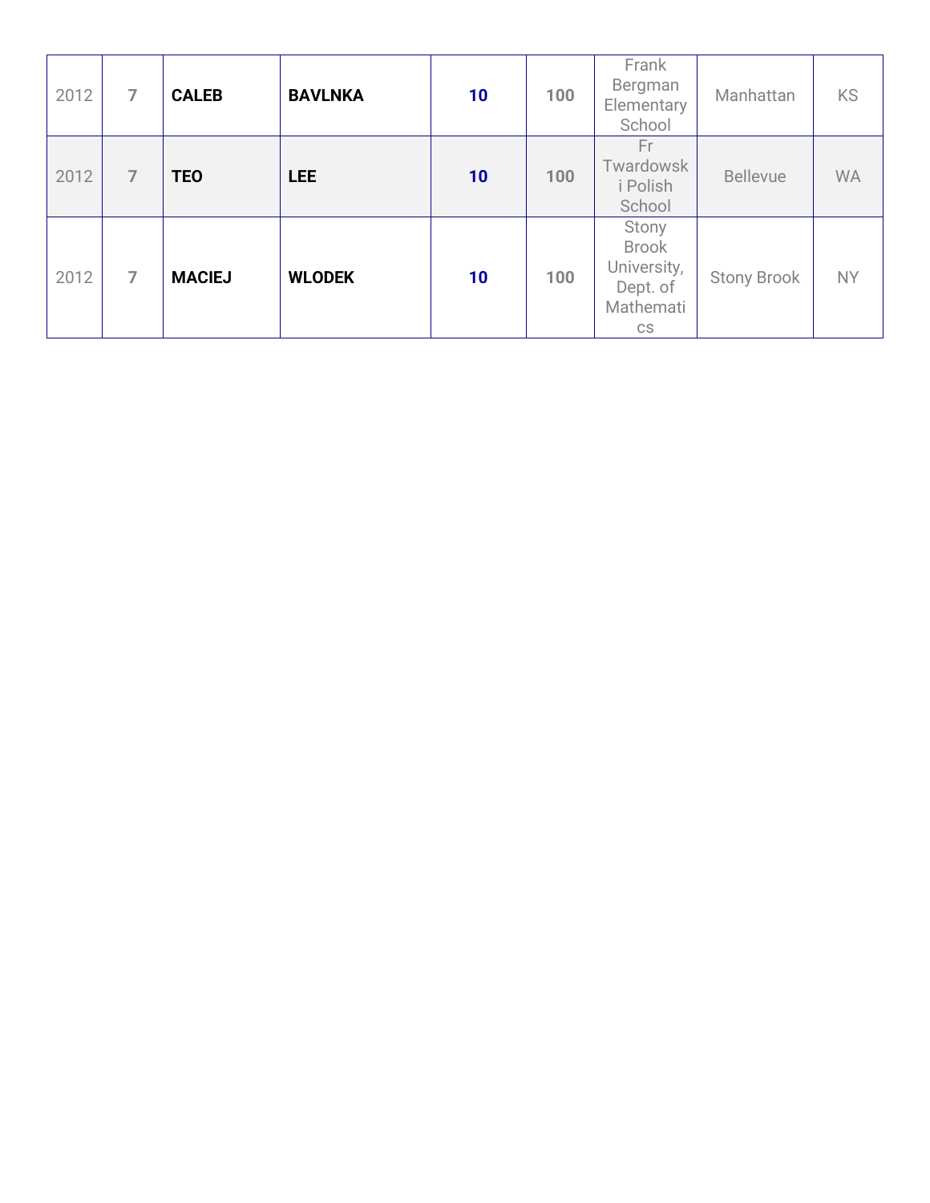| | | | | | | | | |
|---|---|---|---|---|---|---|---|---|
| 2012 | **7** | **CALEB** | **BAVLNKA** | **10** | **100** | Frank Bergman Elementary School | Manhattan | KS |
| 2012 | **7** | **TEO** | **LEE** | **10** | **100** | Fr Twardowski Polish School | Bellevue | WA |
| 2012 | **7** | **MACIEJ** | **WLODEK** | **10** | **100** | Stony Brook University, Dept. of Mathematics | Stony Brook | NY |